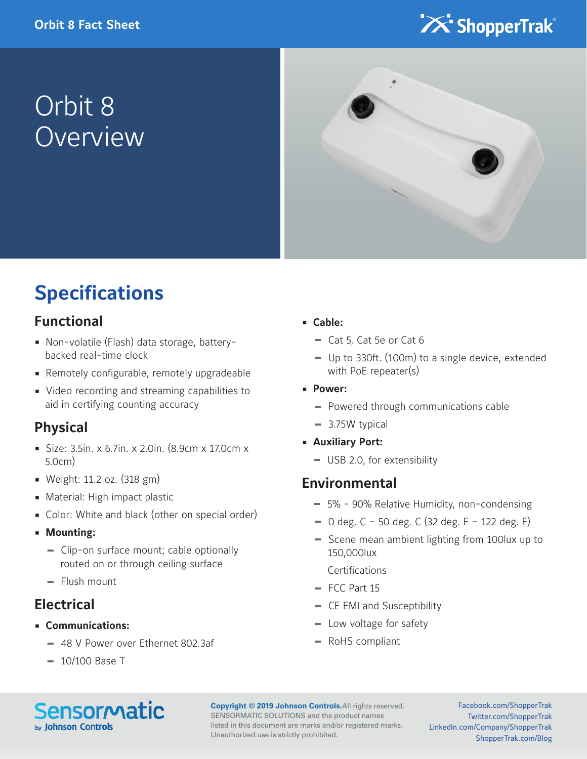Orbit 8 Fact Sheet

# Orbit 8 Overview

## Specifications

### Functional

- Non-volatile (Flash) data storage, battery-backed real-time clock
- Remotely configurable, remotely upgradeable
- Video recording and streaming capabilities to aid in certifying counting accuracy

### Physical

- Size: 3.5in. x 6.7in. x 2.0in. (8.9cm x 17.0cm x 5.0cm)
- Weight: 11.2 oz. (318 gm)
- Material: High impact plastic
- Color: White and black (other on special order)
- **Mounting:**
  - Clip-on surface mount; cable optionally routed on or through ceiling surface
  - Flush mount

### Electrical

- **Communications:**
  - 48 V Power over Ethernet 802.3af
  - 10/100 Base T
- **Cable:**
  - Cat 5, Cat 5e or Cat 6
  - Up to 330ft. (100m) to a single device, extended with PoE repeater(s)
- **Power:**
  - Powered through communications cable
  - 3.75W typical
- **Auxiliary Port:**
  - USB 2.0, for extensibility

### Environmental

- 5% - 90% Relative Humidity, non-condensing
- 0 deg. C – 50 deg. C (32 deg. F – 122 deg. F)
- Scene mean ambient lighting from 100lux up to 150,000lux

Certifications

- FCC Part 15
- CE EMI and Susceptibility
- Low voltage for safety
- RoHS compliant

Sensormatic by Johnson Controls

**Copyright © 2019 Johnson Controls.** All rights reserved. SENSORMATIC SOLUTIONS and the product names listed in this document are marks and/or registered marks. Unauthorized use is strictly prohibited.

Facebook.com/ShopperTrak
Twitter.com/ShopperTrak
LinkedIn.com/Company/ShopperTrak
ShopperTrak.com/Blog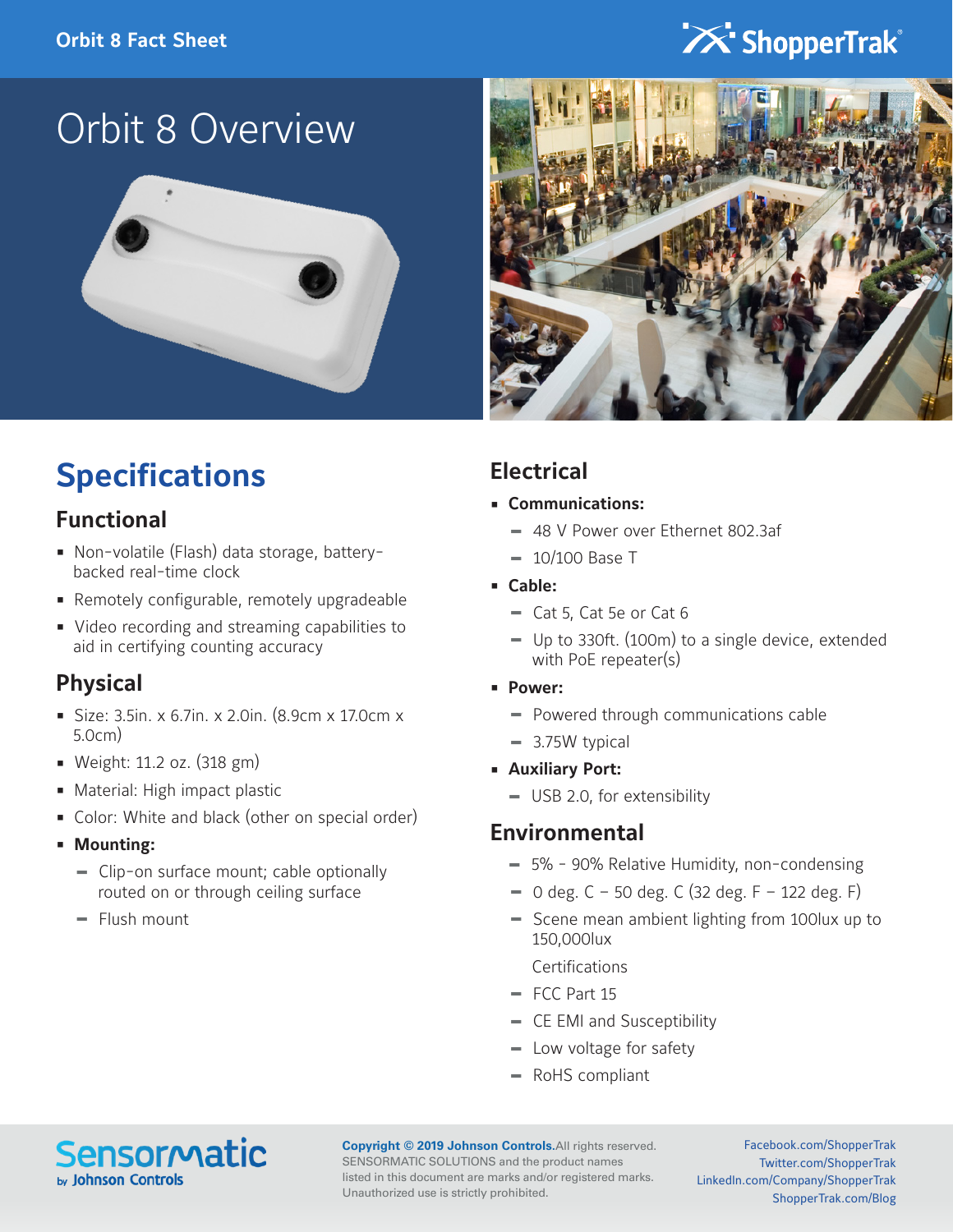# Orbit 8 Overview

## Specifications

### Functional

- Non-volatile (Flash) data storage, battery-backed real-time clock
- Remotely configurable, remotely upgradeable
- Video recording and streaming capabilities to aid in certifying counting accuracy

### Physical

- Size: 3.5in. x 6.7in. x 2.0in. (8.9cm x 17.0cm x 5.0cm)
- Weight: 11.2 oz. (318 gm)
- Material: High impact plastic
- Color: White and black (other on special order)
- **Mounting:**
  - Clip-on surface mount; cable optionally routed on or through ceiling surface
  - Flush mount

### Electrical

- **Communications:**
  - 48 V Power over Ethernet 802.3af
  - 10/100 Base T
- **Cable:**
  - Cat 5, Cat 5e or Cat 6
  - Up to 330ft. (100m) to a single device, extended with PoE repeater(s)
- **Power:**
  - Powered through communications cable
  - 3.75W typical
- **Auxiliary Port:**
  - USB 2.0, for extensibility

### Environmental

- 5% - 90% Relative Humidity, non-condensing
- 0 deg. C – 50 deg. C (32 deg. F – 122 deg. F)
- Scene mean ambient lighting from 100lux up to 150,000lux

Certifications

- FCC Part 15
- CE EMI and Susceptibility
- Low voltage for safety
- RoHS compliant

Sensormatic by Johnson Controls

**Copyright © 2019 Johnson Controls.** All rights reserved. SENSORMATIC SOLUTIONS and the product names listed in this document are marks and/or registered marks. Unauthorized use is strictly prohibited.

Facebook.com/ShopperTrak
Twitter.com/ShopperTrak
LinkedIn.com/Company/ShopperTrak
ShopperTrak.com/Blog